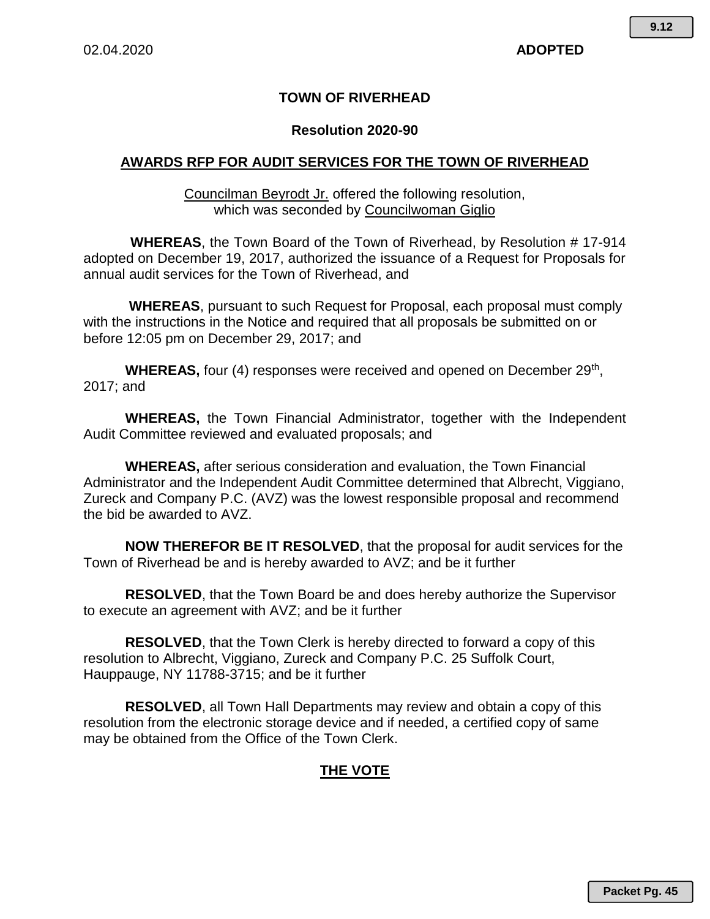02.04.2020 **ADOPTED**

# TOWN OF RIVERHEAD

## Resolution 2020-90

## AWARDS RFP FOR AUDIT SERVICES FOR THE TOWN OF RIVERHEAD

Councilman Beyrodt Jr. offered the following resolution, which was seconded by Councilwoman Giglio

**WHEREAS**, the Town Board of the Town of Riverhead, by Resolution # 17-914 adopted on December 19, 2017, authorized the issuance of a Request for Proposals for annual audit services for the Town of Riverhead, and

**WHEREAS**, pursuant to such Request for Proposal, each proposal must comply with the instructions in the Notice and required that all proposals be submitted on or before 12:05 pm on December 29, 2017; and

**WHEREAS,** four (4) responses were received and opened on December 29th, 2017; and

**WHEREAS,** the Town Financial Administrator, together with the Independent Audit Committee reviewed and evaluated proposals; and

**WHEREAS,** after serious consideration and evaluation, the Town Financial Administrator and the Independent Audit Committee determined that Albrecht, Viggiano, Zureck and Company P.C. (AVZ) was the lowest responsible proposal and recommend the bid be awarded to AVZ.

**NOW THEREFOR BE IT RESOLVED**, that the proposal for audit services for the Town of Riverhead be and is hereby awarded to AVZ; and be it further

**RESOLVED**, that the Town Board be and does hereby authorize the Supervisor to execute an agreement with AVZ; and be it further

**RESOLVED**, that the Town Clerk is hereby directed to forward a copy of this resolution to Albrecht, Viggiano, Zureck and Company P.C. 25 Suffolk Court, Hauppauge, NY 11788-3715; and be it further

**RESOLVED**, all Town Hall Departments may review and obtain a copy of this resolution from the electronic storage device and if needed, a certified copy of same may be obtained from the Office of the Town Clerk.

## THE VOTE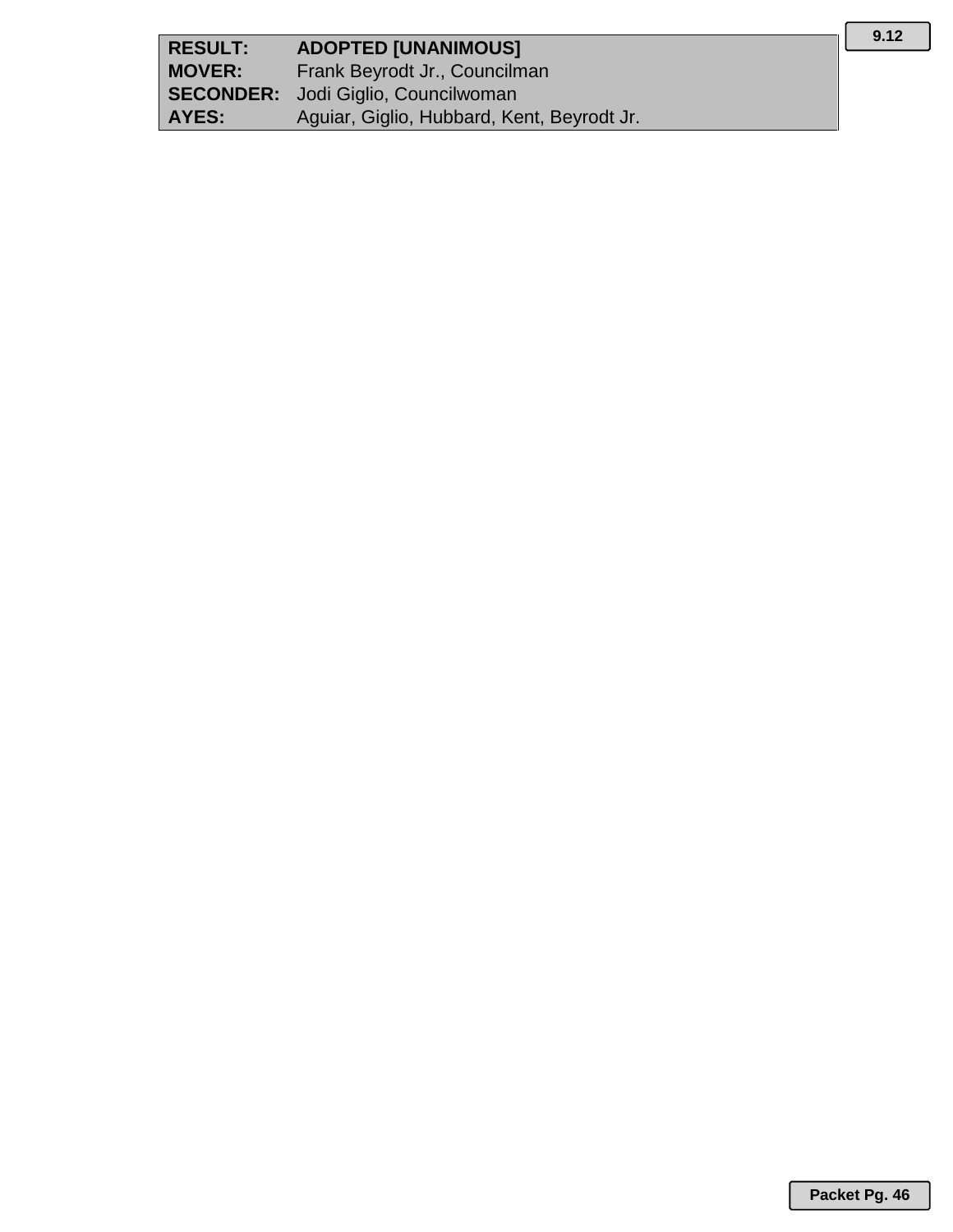| | |
|---|---|
| **RESULT:** | **ADOPTED [UNANIMOUS]** |
| **MOVER:** | Frank Beyrodt Jr., Councilman |
| **SECONDER:** | Jodi Giglio, Councilwoman |
| **AYES:** | Aguiar, Giglio, Hubbard, Kent, Beyrodt Jr. |